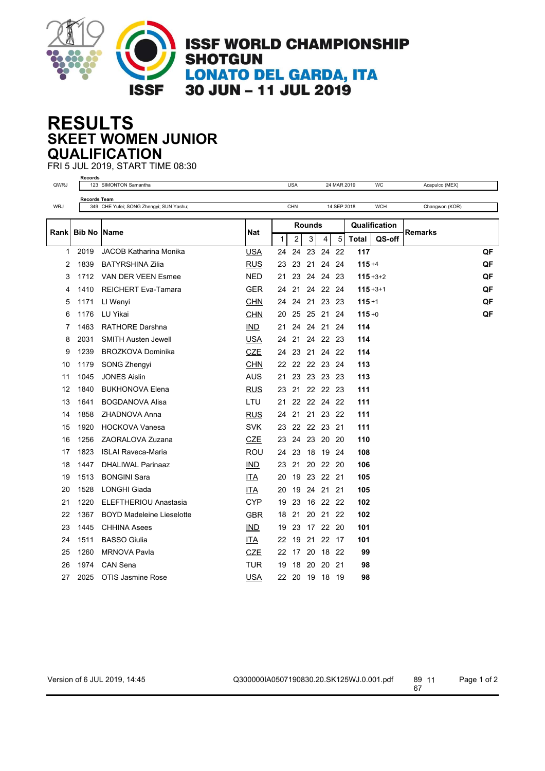# ISSF WORLD CHAMPIONSHIP SHOTGUN

## LONATO DEL GARDA, ITA

## 30 JUN – 11 JUL 2019

# RESULTS

## SKEET WOMEN JUNIOR

## QUALIFICATION

FRI 5 JUL 2019, START TIME 08:30

**Records**

| | | | | | | |
|---|---|---|---|---|---|---|
| QWRJ | 123 SIMONTON Samantha | USA | 24 MAR 2019 | WC | Acapulco (MEX) |

**Records Team**

| | | | | | | |
|---|---|---|---|---|---|---|
| WRJ | 349 CHE Yufei; SONG Zhengyi; SUN Yashu; | CHN | 14 SEP 2018 | WCH | Changwon (KOR) |

| Rank | Bib No | Name | Nat | Rounds | | | | | Qualification | | Remarks |
|---|---|---|---|---|---|---|---|---|---|---|---|
| | | | | 1 | 2 | 3 | 4 | 5 | Total | QS-off | |
| 1 | 2019 | JACOB Katharina Monika | USA | 24 | 24 | 23 | 24 | 22 | **117** | | QF |
| 2 | 1839 | BATYRSHINA Zilia | RUS | 23 | 23 | 21 | 24 | 24 | **115** | +4 | QF |
| 3 | 1712 | VAN DER VEEN Esmee | NED | 21 | 23 | 24 | 24 | 23 | **115** | +3+2 | QF |
| 4 | 1410 | REICHERT Eva-Tamara | GER | 24 | 21 | 24 | 22 | 24 | **115** | +3+1 | QF |
| 5 | 1171 | LI Wenyi | CHN | 24 | 24 | 21 | 23 | 23 | **115** | +1 | QF |
| 6 | 1176 | LU Yikai | CHN | 20 | 25 | 25 | 21 | 24 | **115** | +0 | QF |
| 7 | 1463 | RATHORE Darshna | IND | 21 | 24 | 24 | 21 | 24 | **114** | | |
| 8 | 2031 | SMITH Austen Jewell | USA | 24 | 21 | 24 | 22 | 23 | **114** | | |
| 9 | 1239 | BROZKOVA Dominika | CZE | 24 | 23 | 21 | 24 | 22 | **114** | | |
| 10 | 1179 | SONG Zhengyi | CHN | 22 | 22 | 22 | 23 | 24 | **113** | | |
| 11 | 1045 | JONES Aislin | AUS | 21 | 23 | 23 | 23 | 23 | **113** | | |
| 12 | 1840 | BUKHONOVA Elena | RUS | 23 | 21 | 22 | 22 | 23 | **111** | | |
| 13 | 1641 | BOGDANOVA Alisa | LTU | 21 | 22 | 22 | 24 | 22 | **111** | | |
| 14 | 1858 | ZHADNOVA Anna | RUS | 24 | 21 | 21 | 23 | 22 | **111** | | |
| 15 | 1920 | HOCKOVA Vanesa | SVK | 23 | 22 | 22 | 23 | 21 | **111** | | |
| 16 | 1256 | ZAORALOVA Zuzana | CZE | 23 | 24 | 23 | 20 | 20 | **110** | | |
| 17 | 1823 | ISLAI Raveca-Maria | ROU | 24 | 23 | 18 | 19 | 24 | **108** | | |
| 18 | 1447 | DHALIWAL Parinaaz | IND | 23 | 21 | 20 | 22 | 20 | **106** | | |
| 19 | 1513 | BONGINI Sara | ITA | 20 | 19 | 23 | 22 | 21 | **105** | | |
| 20 | 1528 | LONGHI Giada | ITA | 20 | 19 | 24 | 21 | 21 | **105** | | |
| 21 | 1220 | ELEFTHERIOU Anastasia | CYP | 19 | 23 | 16 | 22 | 22 | **102** | | |
| 22 | 1367 | BOYD Madeleine Lieselotte | GBR | 18 | 21 | 20 | 21 | 22 | **102** | | |
| 23 | 1445 | CHHINA Asees | IND | 19 | 23 | 17 | 22 | 20 | **101** | | |
| 24 | 1511 | BASSO Giulia | ITA | 22 | 19 | 21 | 22 | 17 | **101** | | |
| 25 | 1260 | MRNOVA Pavla | CZE | 22 | 17 | 20 | 18 | 22 | **99** | | |
| 26 | 1974 | CAN Sena | TUR | 19 | 18 | 20 | 20 | 21 | **98** | | |
| 27 | 2025 | OTIS Jasmine Rose | USA | 22 | 20 | 19 | 18 | 19 | **98** | | |

Version of 6 JUL 2019, 14:45 Q300000IA0507190830.20.SK125WJ.0.001.pdf 89 11 67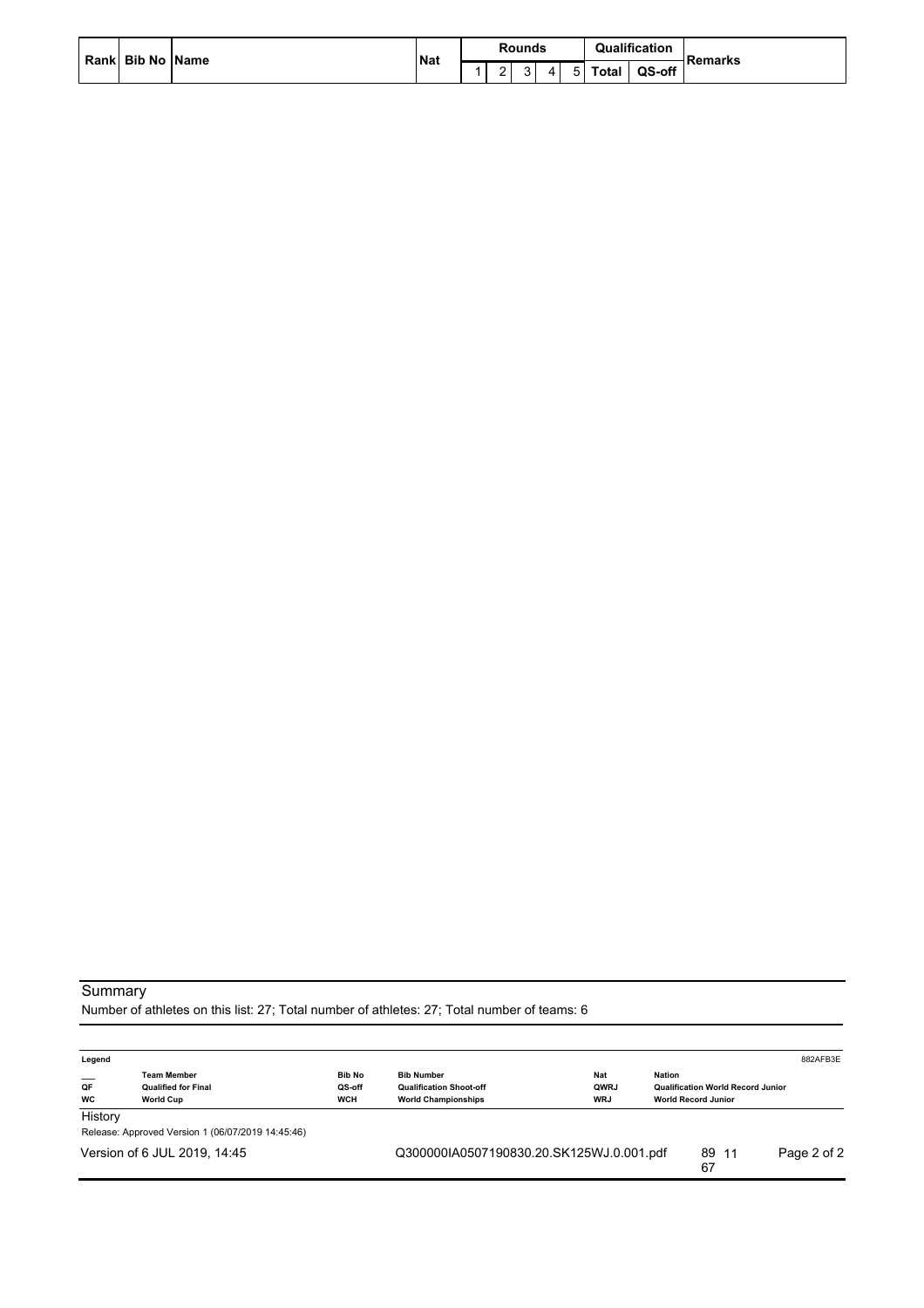| Rank | Bib No | Name | Nat | Rounds | | | | | Qualification | | Remarks |
|---|---|---|---|---|---|---|---|---|---|---|---|
| | | | | 1 | 2 | 3 | 4 | 5 | Total | QS-off | |

## Summary

Number of athletes on this list: 27; Total number of athletes: 27; Total number of teams: 6

**Legend**

882AFB3E

| | | | | | |
|---|---|---|---|---|---|
| ___ | Team Member | Bib No | Bib Number | Nat | Nation |
| QF | Qualified for Final | QS-off | Qualification Shoot-off | QWRJ | Qualification World Record Junior |
| WC | World Cup | WCH | World Championships | WRJ | World Record Junior |

**History**

Release: Approved Version 1 (06/07/2019 14:45:46)

Version of 6 JUL 2019, 14:45

Q300000IA0507190830.20.SK125WJ.0.001.pdf

89 11
67